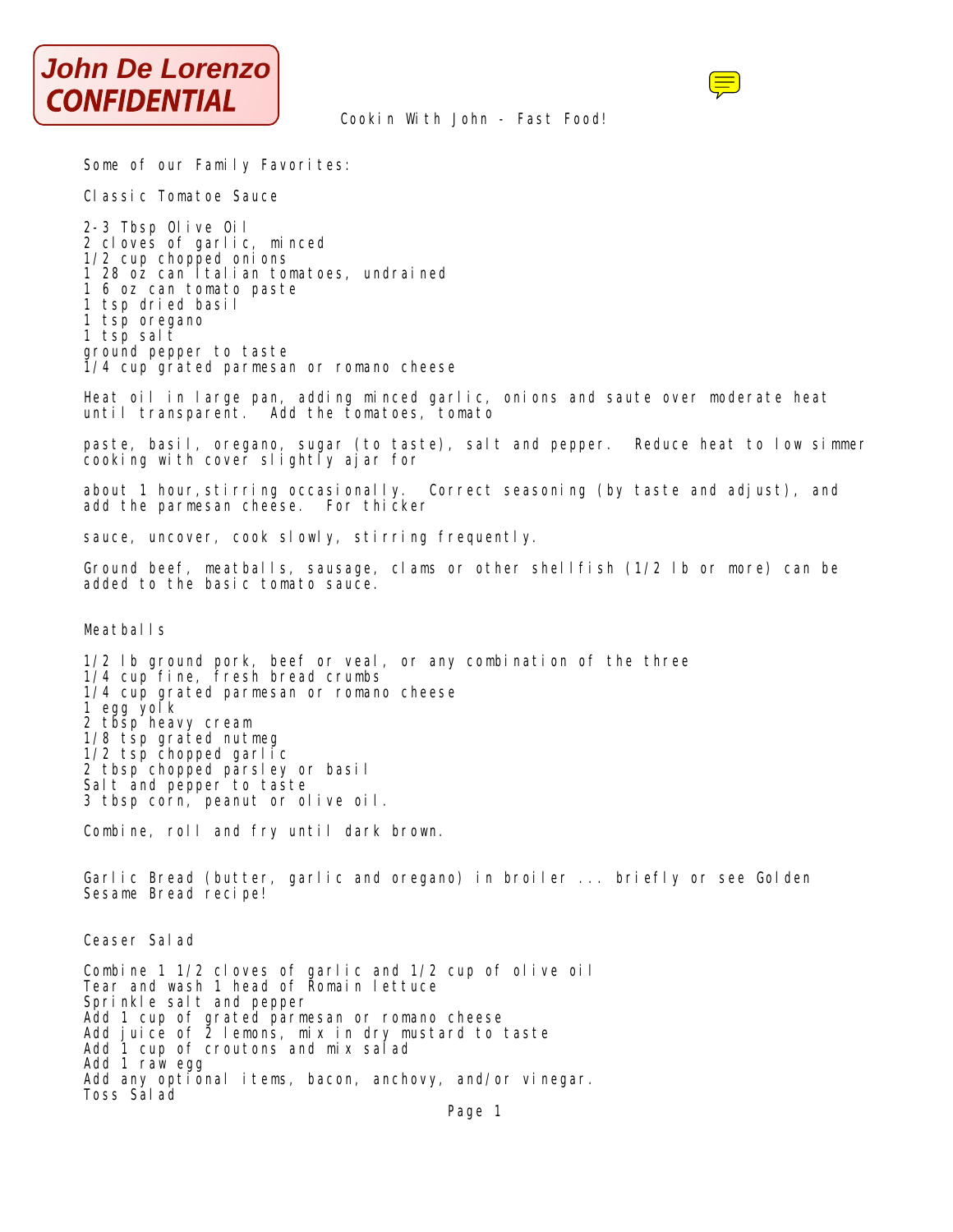**John De Lorenzo CONFIDENTIAL**

# Cookin With John - Fast Food!

Some of our Family Favorites:

## Classic Tomatoe Sauce

2-3 Tbsp Olive Oil
2 cloves of garlic, minced
1/2 cup chopped onions
1 28 oz can Italian tomatoes, undrained
1 6 oz can tomato paste
1 tsp dried basil
1 tsp oregano
1 tsp salt
ground pepper to taste
1/4 cup grated parmesan or romano cheese

Heat oil in large pan, adding minced garlic, onions and saute over moderate heat until transparent. Add the tomatoes, tomato

paste, basil, oregano, sugar (to taste), salt and pepper. Reduce heat to low simmer cooking with cover slightly ajar for

about 1 hour,stirring occasionally. Correct seasoning (by taste and adjust), and add the parmesan cheese. For thicker

sauce, uncover, cook slowly, stirring frequently.

Ground beef, meatballs, sausage, clams or other shellfish (1/2 lb or more) can be added to the basic tomato sauce.

## Meatballs

1/2 lb ground pork, beef or veal, or any combination of the three
1/4 cup fine, fresh bread crumbs
1/4 cup grated parmesan or romano cheese
1 egg yolk
2 tbsp heavy cream
1/8 tsp grated nutmeg
1/2 tsp chopped garlic
2 tbsp chopped parsley or basil
Salt and pepper to taste
3 tbsp corn, peanut or olive oil.

Combine, roll and fry until dark brown.

Garlic Bread (butter, garlic and oregano) in broiler ... briefly or see Golden Sesame Bread recipe!

## Ceaser Salad

Combine 1 1/2 cloves of garlic and 1/2 cup of olive oil
Tear and wash 1 head of Romain lettuce
Sprinkle salt and pepper
Add 1 cup of grated parmesan or romano cheese
Add juice of 2 lemons, mix in dry mustard to taste
Add 1 cup of croutons and mix salad
Add 1 raw egg
Add any optional items, bacon, anchovy, and/or vinegar.
Toss Salad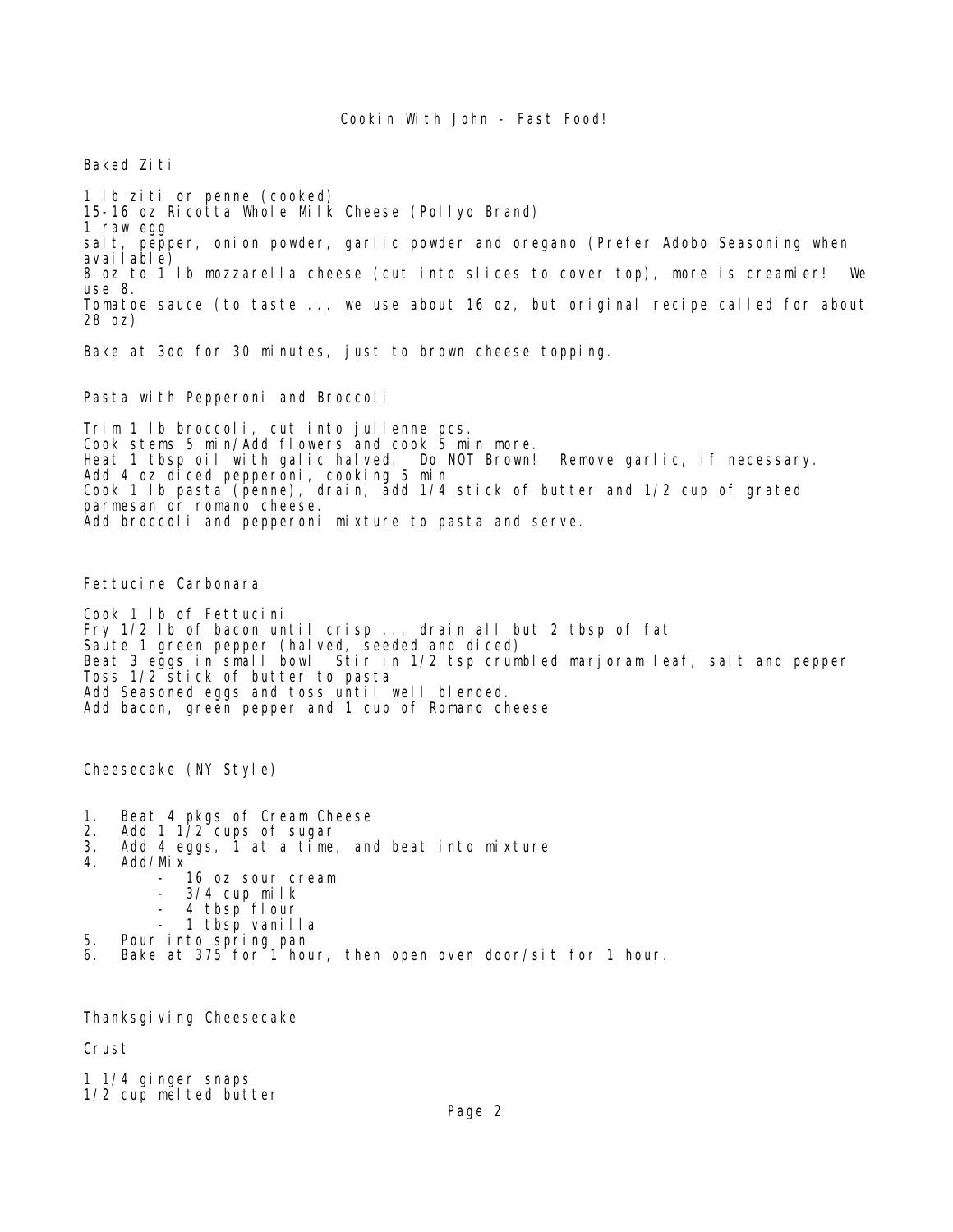# Cookin With John - Fast Food!

## Baked Ziti

1 lb ziti or penne (cooked)
15-16 oz Ricotta Whole Milk Cheese (Pollyo Brand)
1 raw egg
salt, pepper, onion powder, garlic powder and oregano (Prefer Adobo Seasoning when available)
8 oz to 1 lb mozzarella cheese (cut into slices to cover top), more is creamier! We use 8.
Tomatoe sauce (to taste ... we use about 16 oz, but original recipe called for about 28 oz)

Bake at 3oo for 30 minutes, just to brown cheese topping.

## Pasta with Pepperoni and Broccoli

Trim 1 lb broccoli, cut into julienne pcs.
Cook stems 5 min/Add flowers and cook 5 min more.
Heat 1 tbsp oil with galic halved. Do NOT Brown! Remove garlic, if necessary.
Add 4 oz diced pepperoni, cooking 5 min
Cook 1 lb pasta (penne), drain, add 1/4 stick of butter and 1/2 cup of grated parmesan or romano cheese.
Add broccoli and pepperoni mixture to pasta and serve.

## Fettucine Carbonara

Cook 1 lb of Fettucini
Fry 1/2 lb of bacon until crisp ... drain all but 2 tbsp of fat
Saute 1 green pepper (halved, seeded and diced)
Beat 3 eggs in small bowl Stir in 1/2 tsp crumbled marjoram leaf, salt and pepper
Toss 1/2 stick of butter to pasta
Add Seasoned eggs and toss until well blended.
Add bacon, green pepper and 1 cup of Romano cheese

## Cheesecake (NY Style)

1. Beat 4 pkgs of Cream Cheese
2. Add 1 1/2 cups of sugar
3. Add 4 eggs, 1 at a time, and beat into mixture
4. Add/Mix
   - 16 oz sour cream
   - 3/4 cup milk
   - 4 tbsp flour
   - 1 tbsp vanilla
5. Pour into spring pan
6. Bake at 375 for 1 hour, then open oven door/sit for 1 hour.

## Thanksgiving Cheesecake

### Crust

1 1/4 ginger snaps
1/2 cup melted butter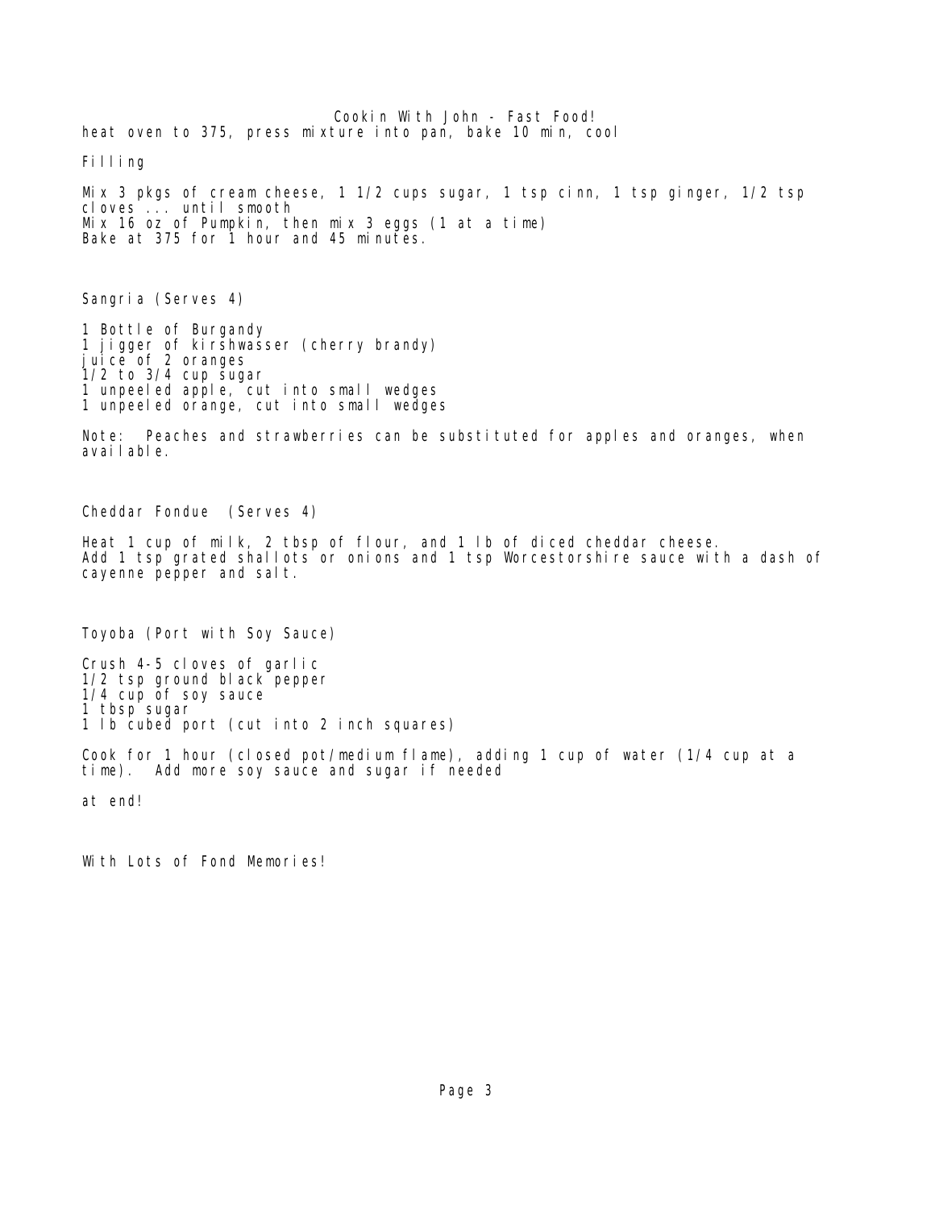heat oven to 375, press mixture into pan, bake 10 min, cool

Filling

Mix 3 pkgs of cream cheese, 1 1/2 cups sugar, 1 tsp cinn, 1 tsp ginger, 1/2 tsp cloves ... until smooth
Mix 16 oz of Pumpkin, then mix 3 eggs (1 at a time)
Bake at 375 for 1 hour and 45 minutes.

Sangria (Serves 4)

1 Bottle of Burgandy
1 jigger of kirshwasser (cherry brandy)
juice of 2 oranges
1/2 to 3/4 cup sugar
1 unpeeled apple, cut into small wedges
1 unpeeled orange, cut into small wedges

Note: Peaches and strawberries can be substituted for apples and oranges, when available.

Cheddar Fondue (Serves 4)

Heat 1 cup of milk, 2 tbsp of flour, and 1 lb of diced cheddar cheese.
Add 1 tsp grated shallots or onions and 1 tsp Worcestorshire sauce with a dash of cayenne pepper and salt.

Toyoba (Port with Soy Sauce)

Crush 4-5 cloves of garlic
1/2 tsp ground black pepper
1/4 cup of soy sauce
1 tbsp sugar
1 lb cubed port (cut into 2 inch squares)

Cook for 1 hour (closed pot/medium flame), adding 1 cup of water (1/4 cup at a time). Add more soy sauce and sugar if needed

at end!

With Lots of Fond Memories!